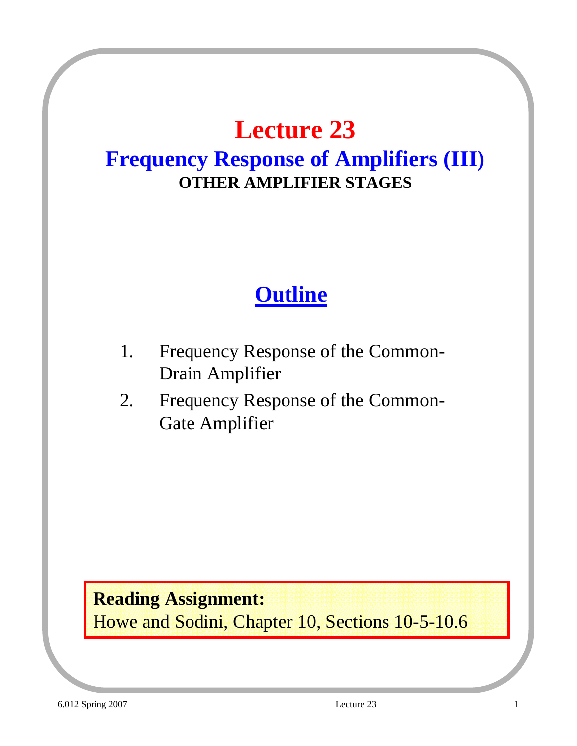# Lecture 23

## Frequency Response of Amplifiers (III)

### OTHER AMPLIFIER STAGES

## Outline

1. Frequency Response of the Common-Drain Amplifier
2. Frequency Response of the Common-Gate Amplifier

**Reading Assignment:**
Howe and Sodini, Chapter 10, Sections 10-5-10.6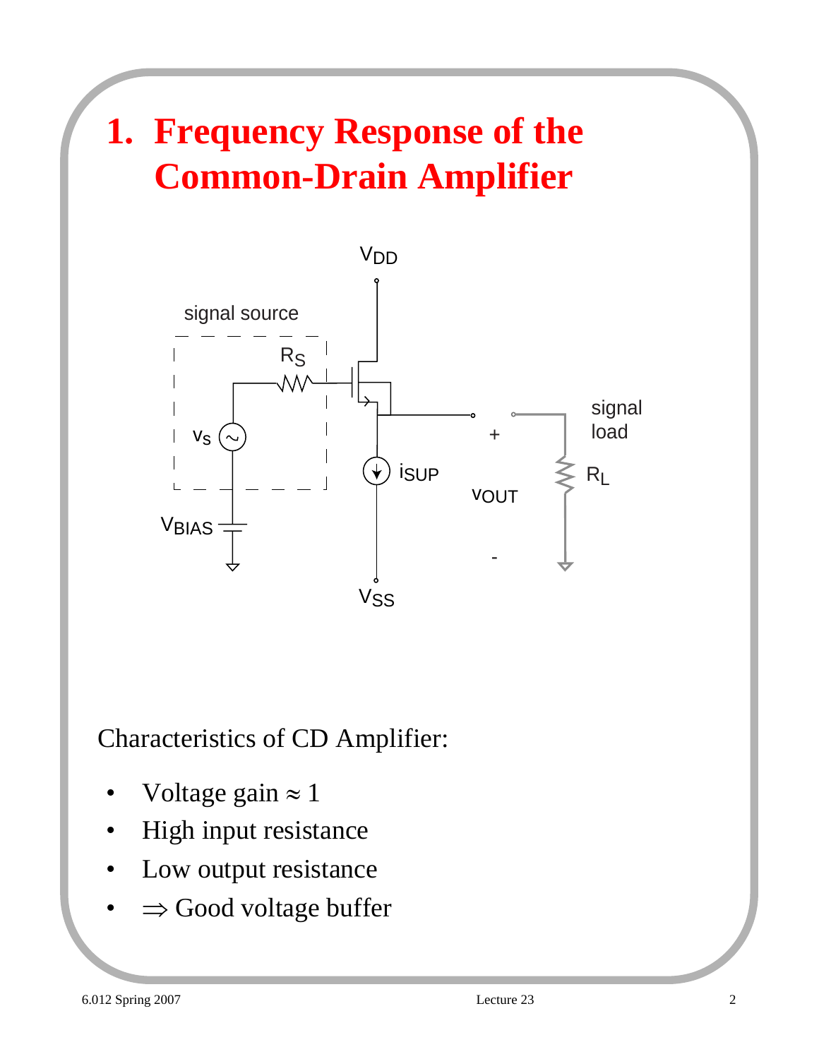# 1. Frequency Response of the Common-Drain Amplifier

Characteristics of CD Amplifier:

- Voltage gain ≈ 1
- High input resistance
- Low output resistance
- ⇒ Good voltage buffer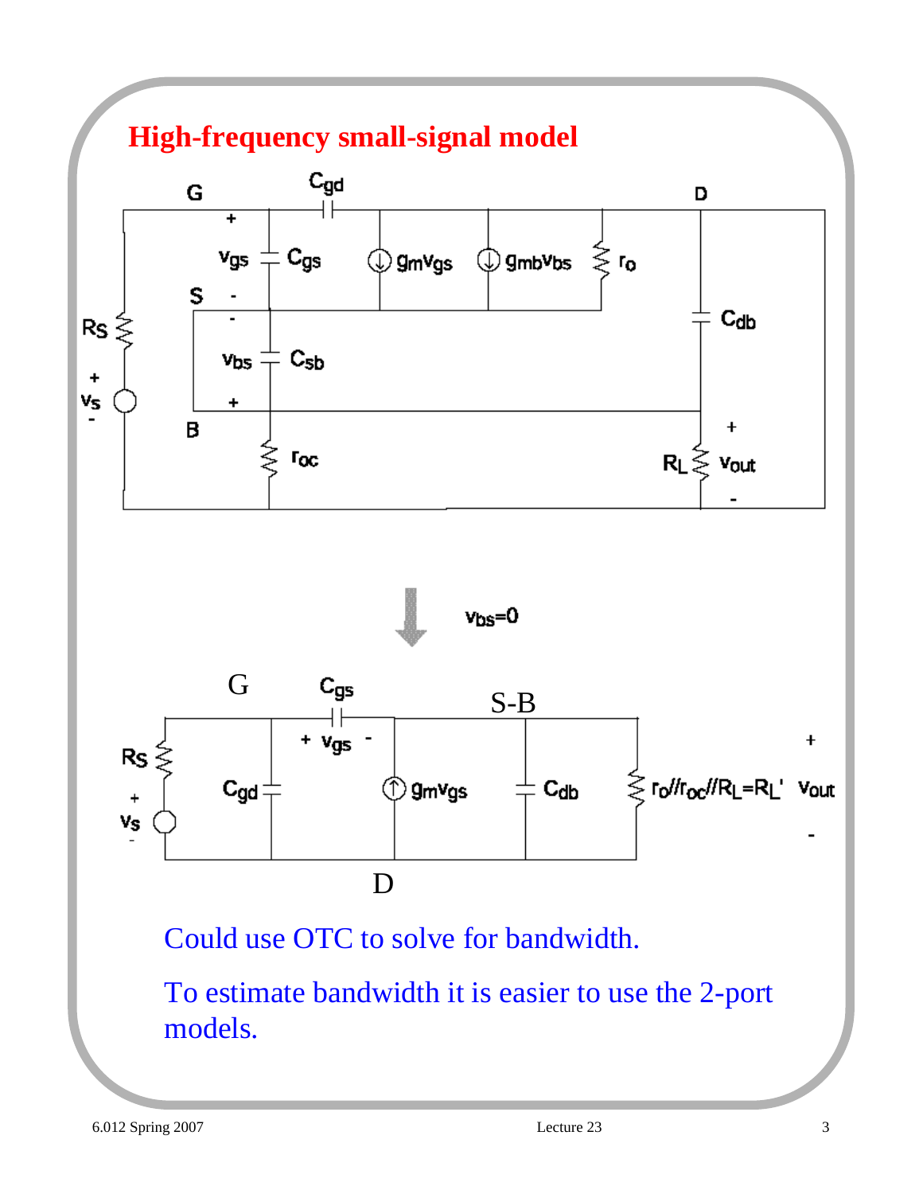# High-frequency small-signal model

Could use OTC to solve for bandwidth.

To estimate bandwidth it is easier to use the 2-port models.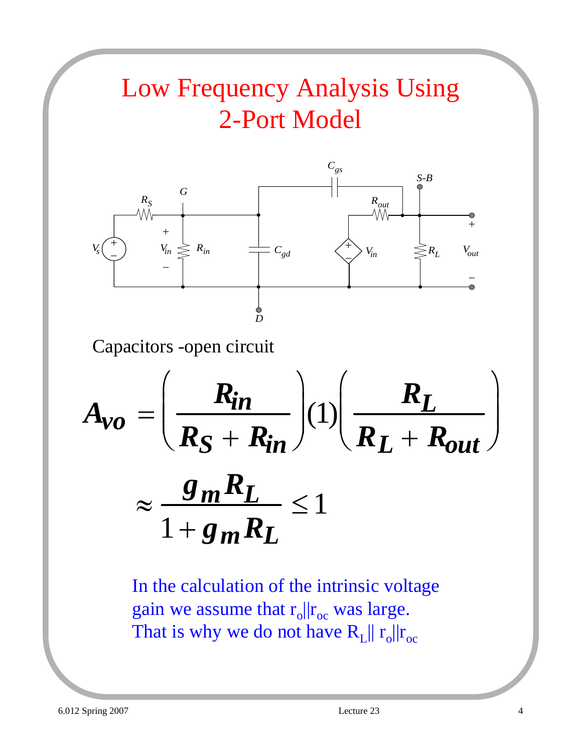# Low Frequency Analysis Using 2-Port Model

Capacitors -open circuit

$$A_{vo} = \left(\frac{R_{in}}{R_S + R_{in}}\right)(1)\left(\frac{R_L}{R_L + R_{out}}\right)$$

$$\approx \frac{g_m R_L}{1 + g_m R_L} \leq 1$$

In the calculation of the intrinsic voltage gain we assume that $r_o || r_{oc}$ was large. That is why we do not have $R_L || r_o || r_{oc}$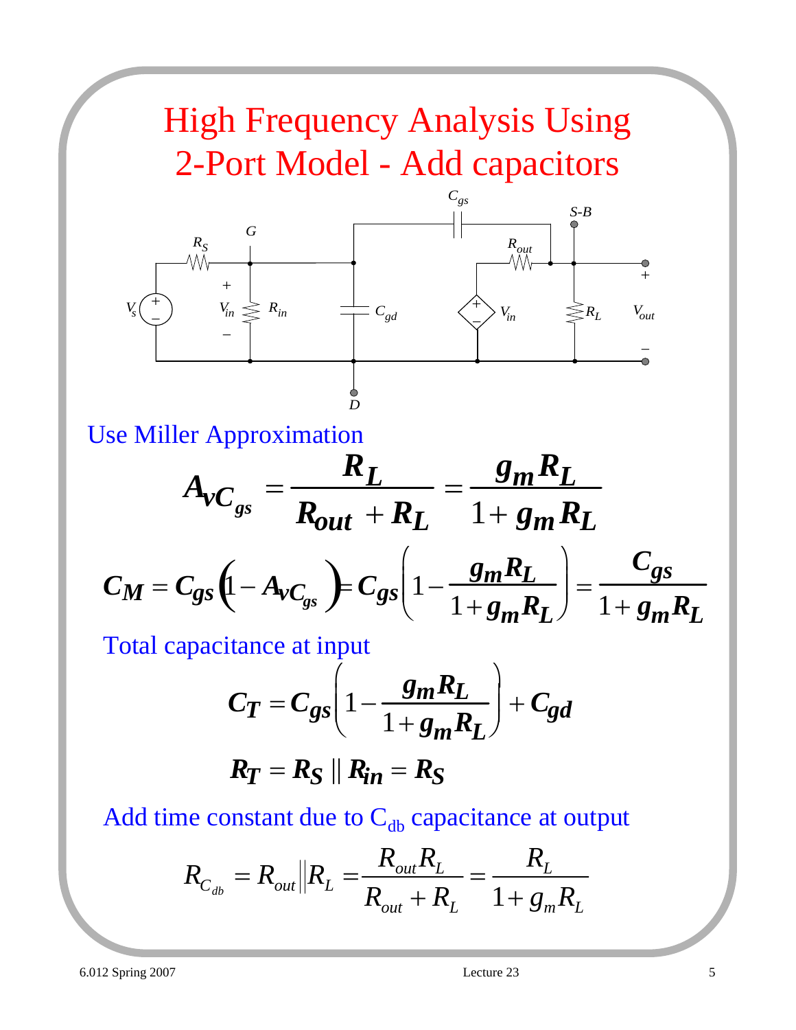# High Frequency Analysis Using 2-Port Model - Add capacitors

Use Miller Approximation

$$A_{vC_{gs}} = \frac{R_L}{R_{out} + R_L} = \frac{g_m R_L}{1 + g_m R_L}$$

$$C_M = C_{gs}\left(1 - A_{vC_{gs}}\right) = C_{gs}\left(1 - \frac{g_m R_L}{1 + g_m R_L}\right) = \frac{C_{gs}}{1 + g_m R_L}$$

Total capacitance at input

$$C_T = C_{gs}\left(1 - \frac{g_m R_L}{1 + g_m R_L}\right) + C_{gd}$$

$$R_T = R_S \parallel R_{in} = R_S$$

Add time constant due to $C_{db}$ capacitance at output

$$R_{C_{db}} = R_{out} \| R_L = \frac{R_{out} R_L}{R_{out} + R_L} = \frac{R_L}{1 + g_m R_L}$$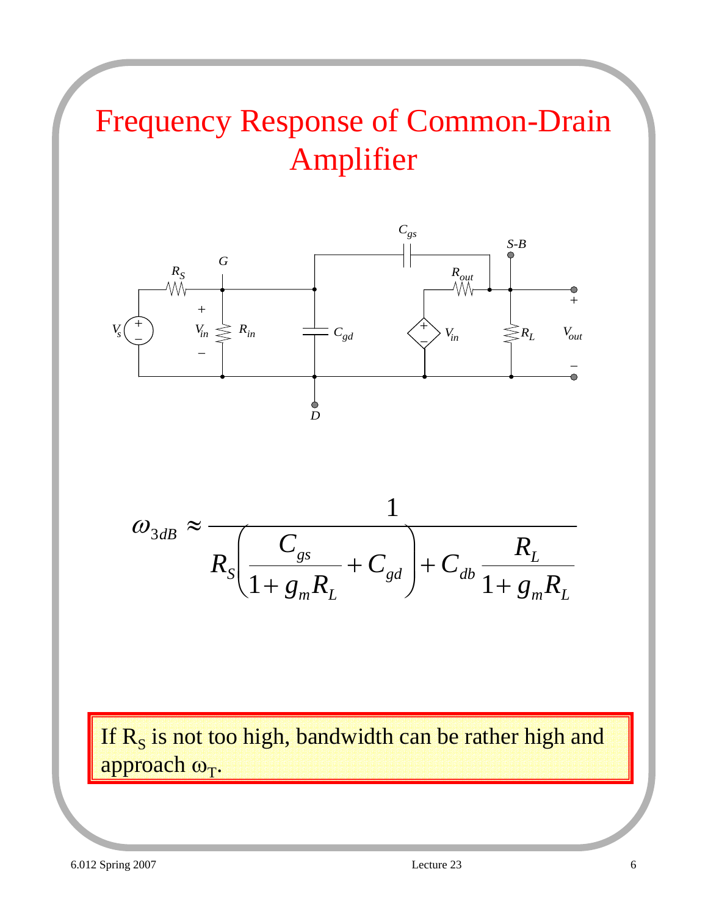# Frequency Response of Common-Drain Amplifier

$$\omega_{3dB} \approx \frac{1}{R_S\left(\dfrac{C_{gs}}{1+g_m R_L}+C_{gd}\right)+C_{db}\,\dfrac{R_L}{1+g_m R_L}}$$

If $R_S$ is not too high, bandwidth can be rather high and approach $\omega_T$.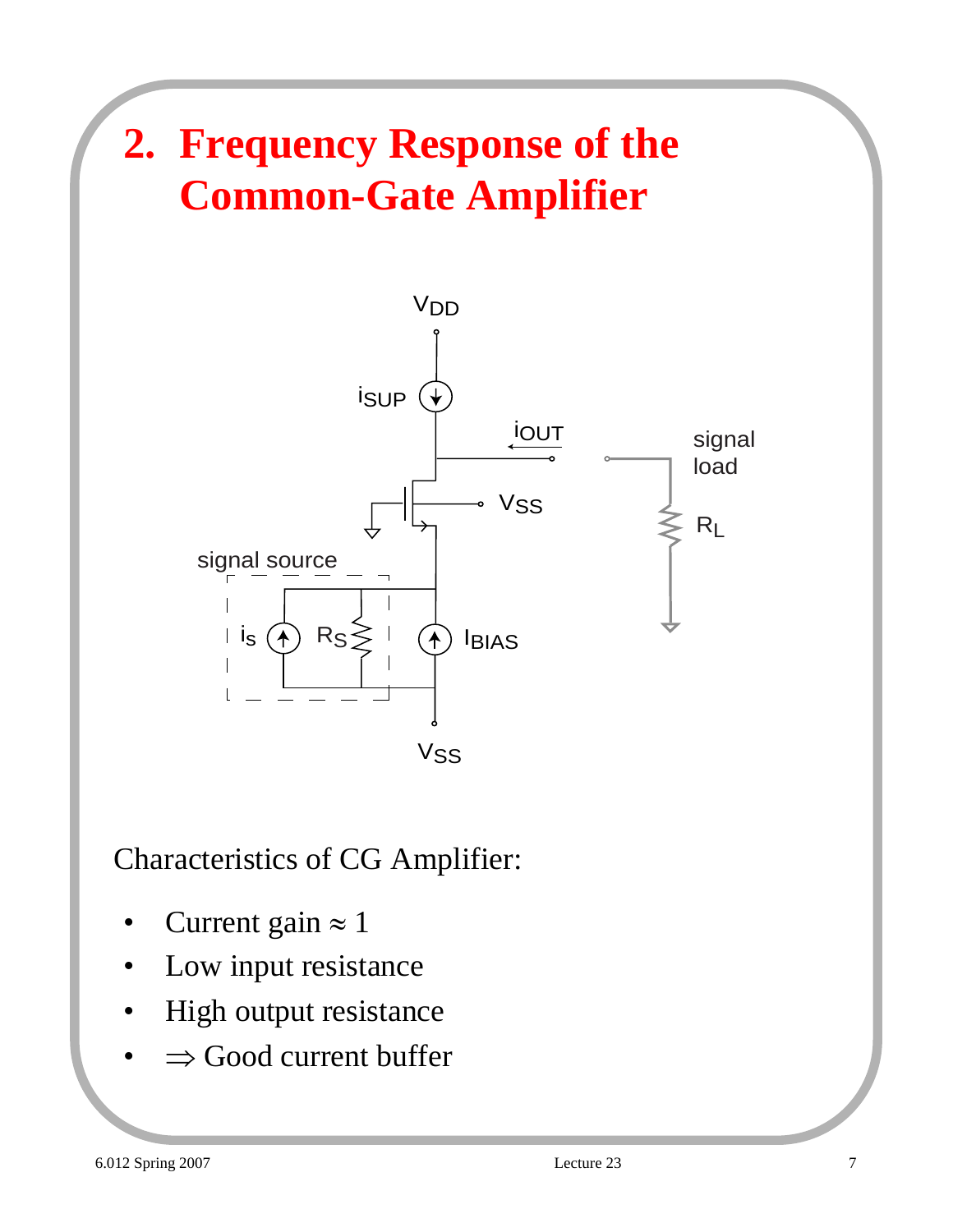# 2. Frequency Response of the Common-Gate Amplifier

Characteristics of CG Amplifier:

- Current gain ≈ 1
- Low input resistance
- High output resistance
- ⇒ Good current buffer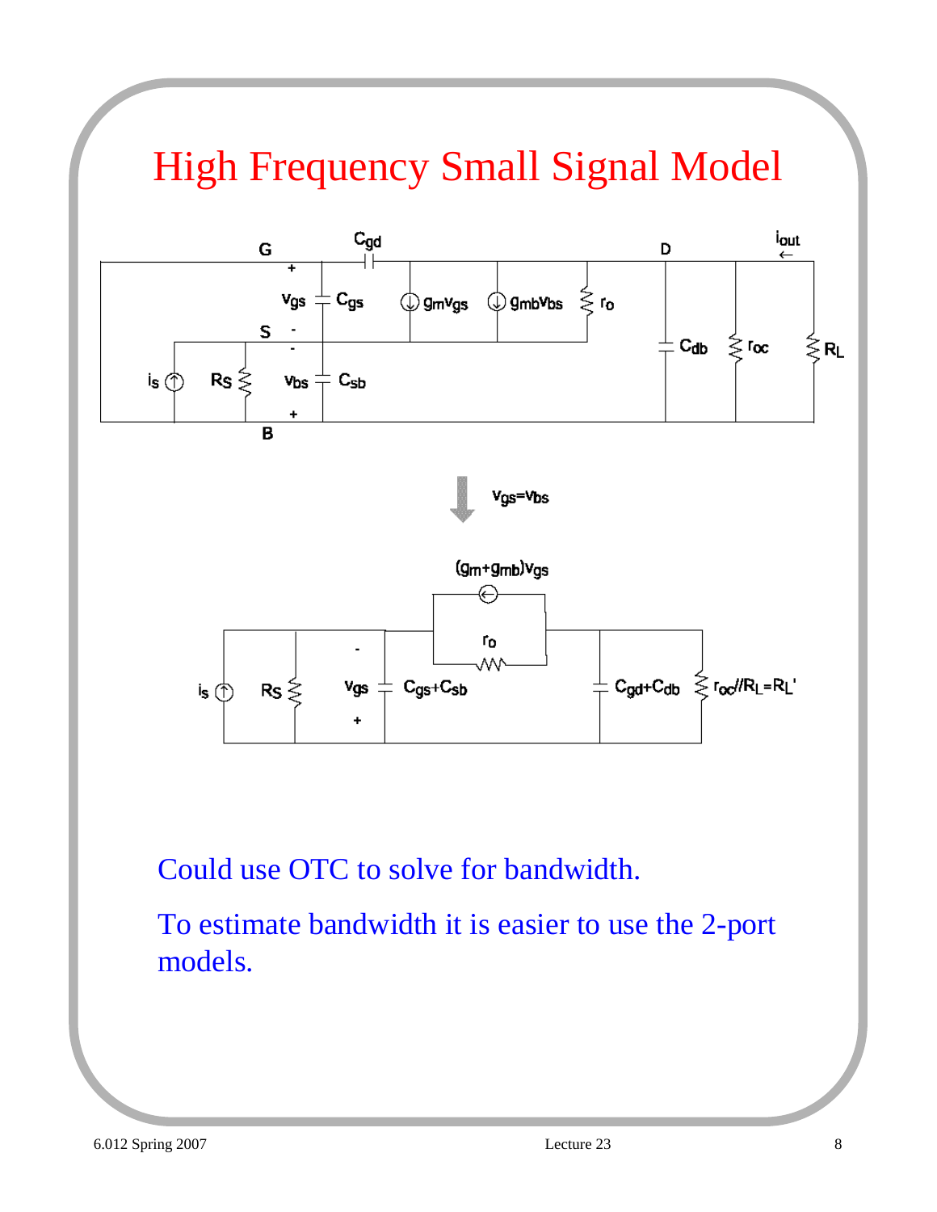# High Frequency Small Signal Model

Could use OTC to solve for bandwidth.

To estimate bandwidth it is easier to use the 2-port models.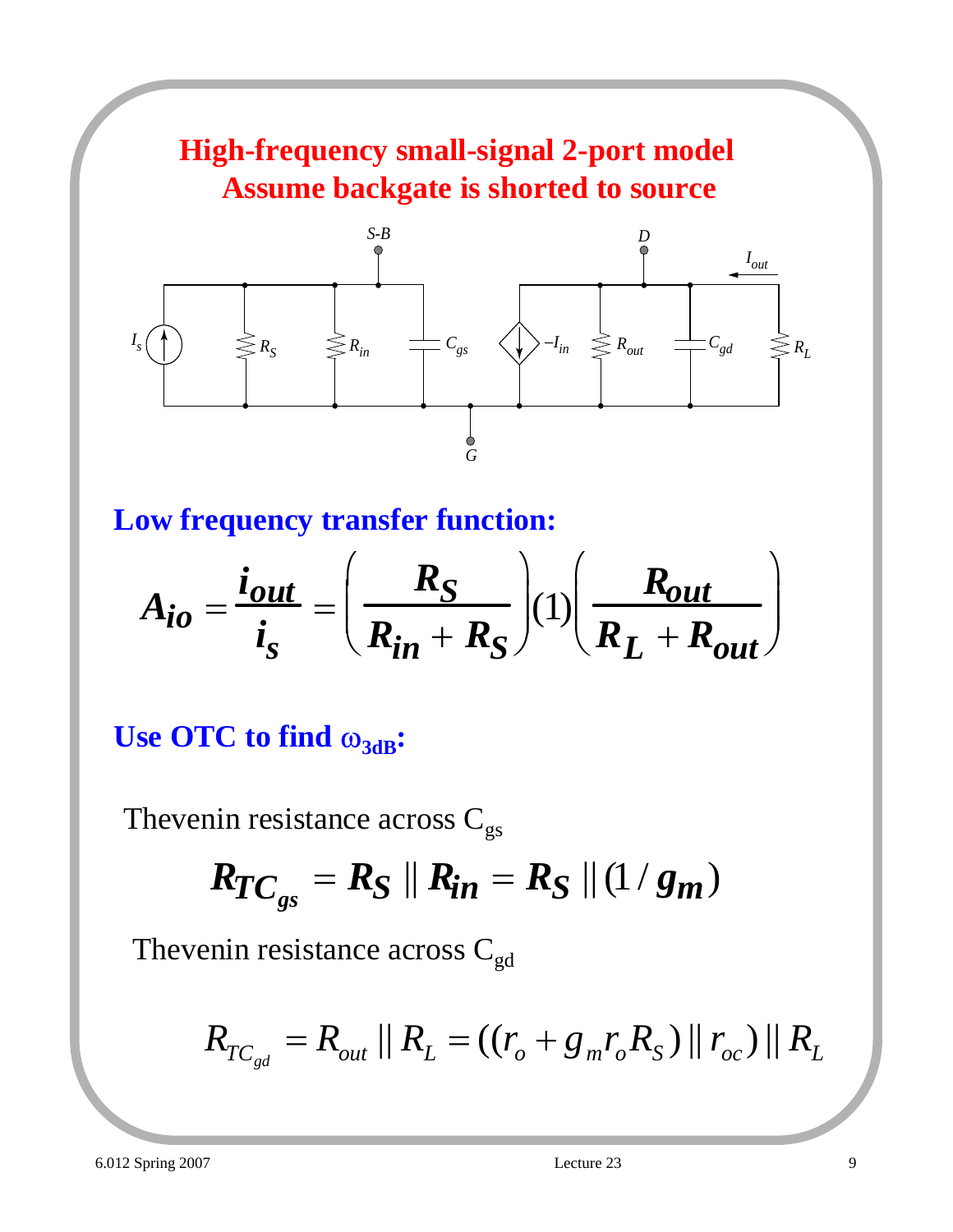# High-frequency small-signal 2-port model
## Assume backgate is shorted to source

**Low frequency transfer function:**

$$A_{io} = \frac{i_{out}}{i_s} = \left(\frac{R_S}{R_{in} + R_S}\right)(1)\left(\frac{R_{out}}{R_L + R_{out}}\right)$$

**Use OTC to find $\omega_{3dB}$:**

Thevenin resistance across $C_{gs}$

$$R_{TC_{gs}} = R_S \,||\, R_{in} = R_S \,||\, (1/g_m)$$

Thevenin resistance across $C_{gd}$

$$R_{TC_{gd}} = R_{out} \,||\, R_L = ((r_o + g_m r_o R_S) \,||\, r_{oc}) \,||\, R_L$$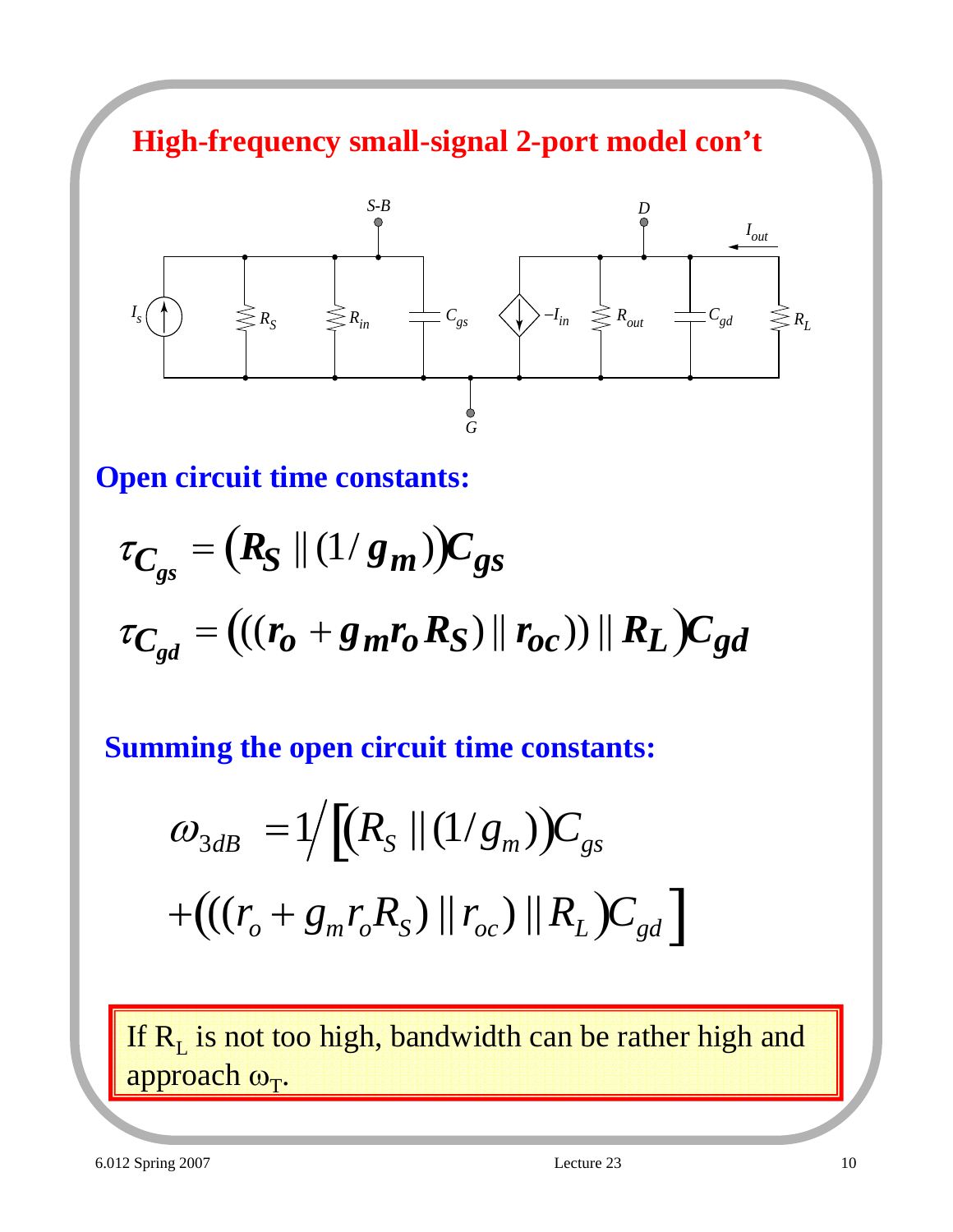## High-frequency small-signal 2-port model con't

### Open circuit time constants:

$$\tau_{C_{gs}} = \left(R_S \,\|\, (1/g_m)\right)C_{gs}$$

$$\tau_{C_{gd}} = \left(((r_o + g_m r_o R_S) \,\|\, r_{oc})) \,\|\, R_L\right)C_{gd}$$

### Summing the open circuit time constants:

$$\omega_{3dB} = 1 \Big/ \Big[\left(R_S \,\|\, (1/g_m)\right)C_{gs} + \left(((r_o + g_m r_o R_S) \,\|\, r_{oc}) \,\|\, R_L\right)C_{gd}\Big]$$

If $R_L$ is not too high, bandwidth can be rather high and approach $\omega_T$.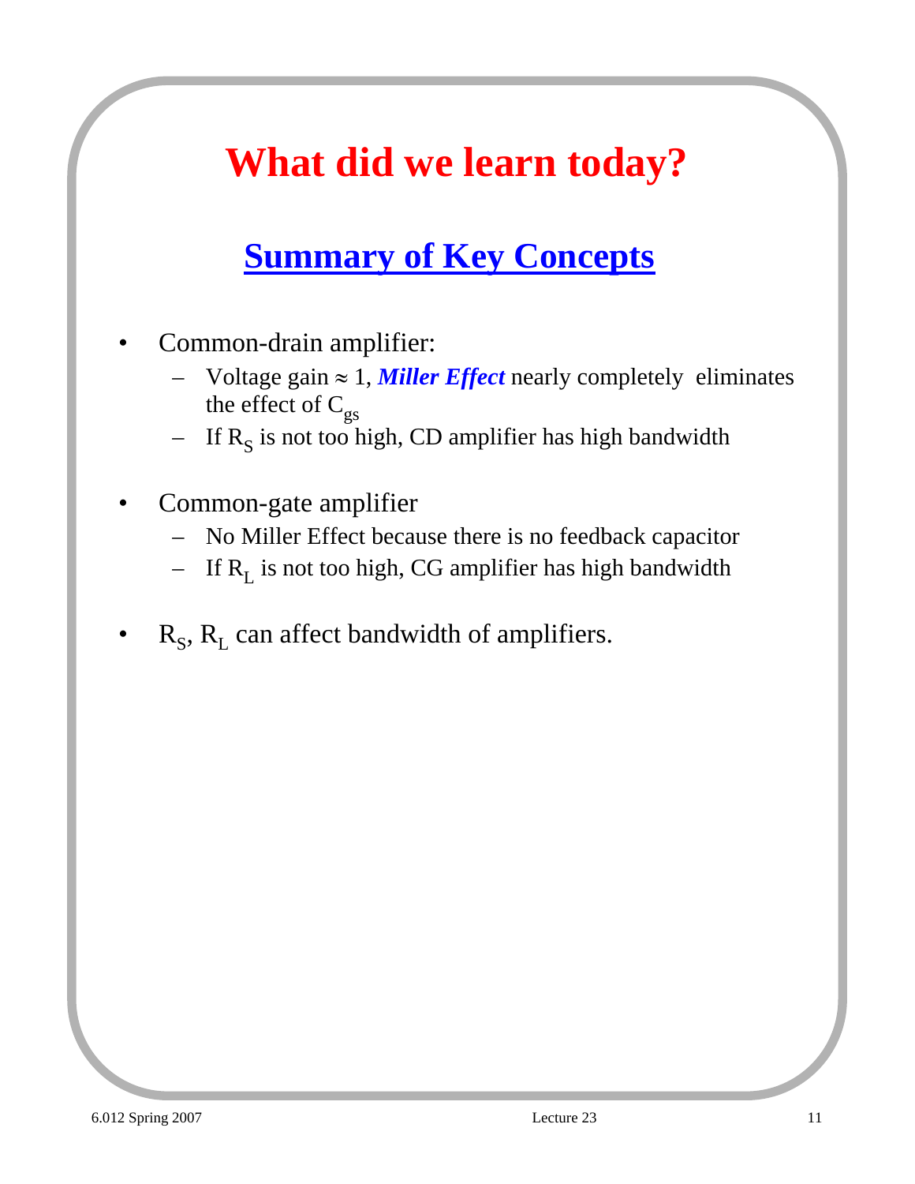# What did we learn today?

## Summary of Key Concepts

- Common-drain amplifier:
  - Voltage gain $\approx 1$, ***Miller Effect*** nearly completely eliminates the effect of $C_{gs}$
  - If $R_S$ is not too high, CD amplifier has high bandwidth
- Common-gate amplifier
  - No Miller Effect because there is no feedback capacitor
  - If $R_L$ is not too high, CG amplifier has high bandwidth
- $R_S$, $R_L$ can affect bandwidth of amplifiers.